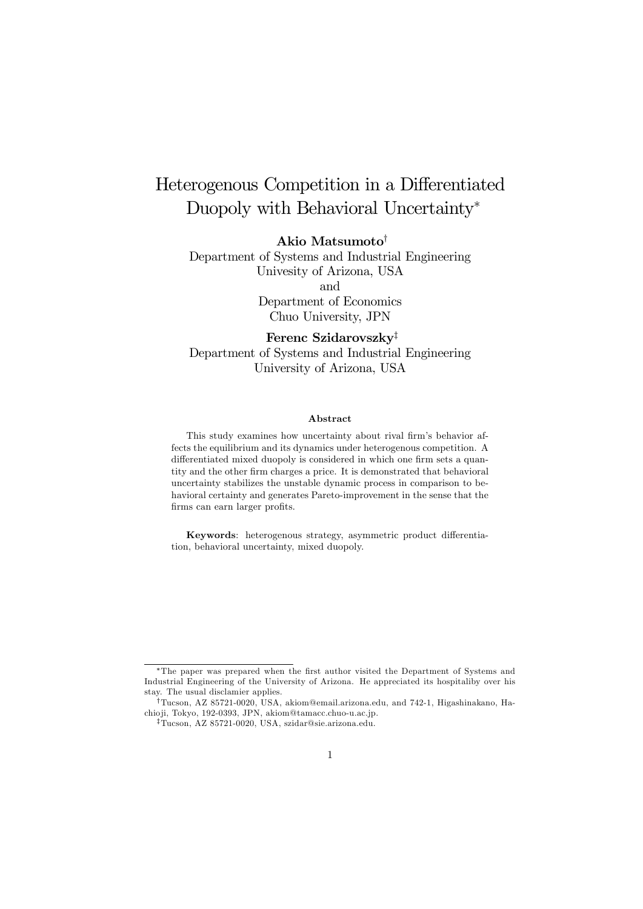# Heterogenous Competition in a Differentiated Duopoly with Behavioral Uncertainty*

**Akio Matsumoto**[†]
Department of Systems and Industrial Engineering
Univesity of Arizona, USA
and
Department of Economics
Chuo University, JPN

**Ferenc Szidarovszky**[‡]
Department of Systems and Industrial Engineering
University of Arizona, USA

#### Abstract

This study examines how uncertainty about rival firm's behavior affects the equilibrium and its dynamics under heterogenous competition. A differentiated mixed duopoly is considered in which one firm sets a quantity and the other firm charges a price. It is demonstrated that behavioral uncertainty stabilizes the unstable dynamic process in comparison to behavioral certainty and generates Pareto-improvement in the sense that the firms can earn larger profits.

**Keywords**: heterogenous strategy, asymmetric product differentiation, behavioral uncertainty, mixed duopoly.

---

*The paper was prepared when the first author visited the Department of Systems and Industrial Engineering of the University of Arizona. He appreciated its hospitaliby over his stay. The usual disclamier applies.

[†]Tucson, AZ 85721-0020, USA, akiom@email.arizona.edu, and 742-1, Higashinakano, Hachioji, Tokyo, 192-0393, JPN, akiom@tamacc.chuo-u.ac.jp.

[‡]Tucson, AZ 85721-0020, USA, szidar@sie.arizona.edu.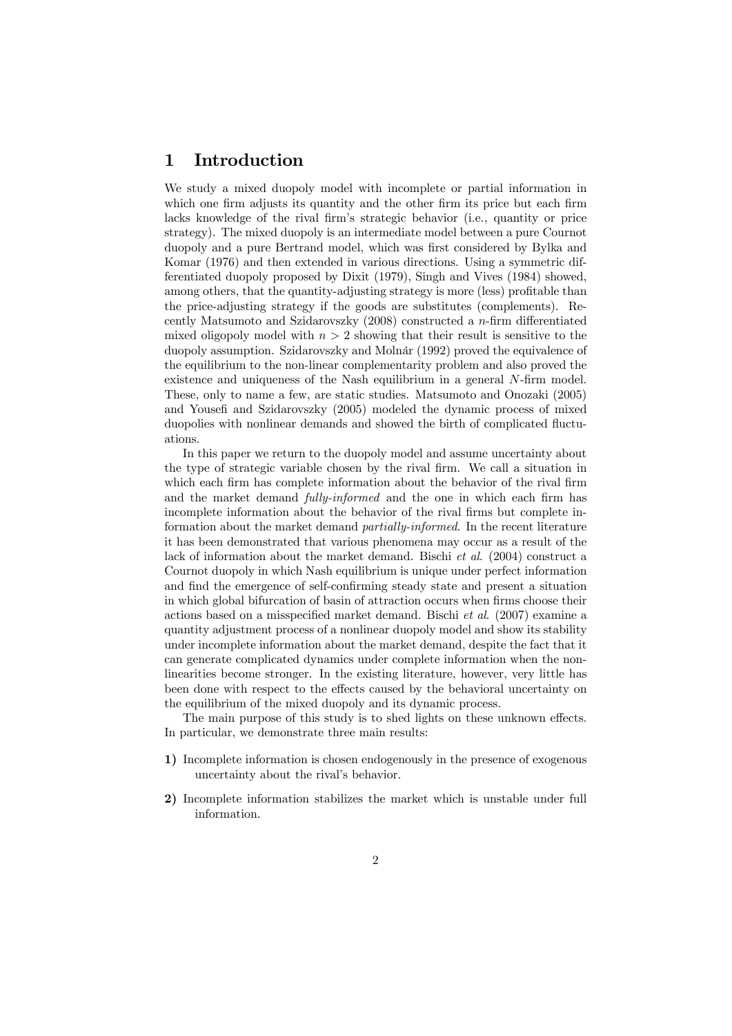# 1 Introduction

We study a mixed duopoly model with incomplete or partial information in which one firm adjusts its quantity and the other firm its price but each firm lacks knowledge of the rival firm's strategic behavior (i.e., quantity or price strategy). The mixed duopoly is an intermediate model between a pure Cournot duopoly and a pure Bertrand model, which was first considered by Bylka and Komar (1976) and then extended in various directions. Using a symmetric differentiated duopoly proposed by Dixit (1979), Singh and Vives (1984) showed, among others, that the quantity-adjusting strategy is more (less) profitable than the price-adjusting strategy if the goods are substitutes (complements). Recently Matsumoto and Szidarovszky (2008) constructed a $n$-firm differentiated mixed oligopoly model with $n > 2$ showing that their result is sensitive to the duopoly assumption. Szidarovszky and Molnár (1992) proved the equivalence of the equilibrium to the non-linear complementarity problem and also proved the existence and uniqueness of the Nash equilibrium in a general $N$-firm model. These, only to name a few, are static studies. Matsumoto and Onozaki (2005) and Yousefi and Szidarovszky (2005) modeled the dynamic process of mixed duopolies with nonlinear demands and showed the birth of complicated fluctuations.

In this paper we return to the duopoly model and assume uncertainty about the type of strategic variable chosen by the rival firm. We call a situation in which each firm has complete information about the behavior of the rival firm and the market demand *fully-informed* and the one in which each firm has incomplete information about the behavior of the rival firms but complete information about the market demand *partially-informed*. In the recent literature it has been demonstrated that various phenomena may occur as a result of the lack of information about the market demand. Bischi *et al*. (2004) construct a Cournot duopoly in which Nash equilibrium is unique under perfect information and find the emergence of self-confirming steady state and present a situation in which global bifurcation of basin of attraction occurs when firms choose their actions based on a misspecified market demand. Bischi *et al*. (2007) examine a quantity adjustment process of a nonlinear duopoly model and show its stability under incomplete information about the market demand, despite the fact that it can generate complicated dynamics under complete information when the nonlinearities become stronger. In the existing literature, however, very little has been done with respect to the effects caused by the behavioral uncertainty on the equilibrium of the mixed duopoly and its dynamic process.

The main purpose of this study is to shed lights on these unknown effects. In particular, we demonstrate three main results:

**1)** Incomplete information is chosen endogenously in the presence of exogenous uncertainty about the rival's behavior.

**2)** Incomplete information stabilizes the market which is unstable under full information.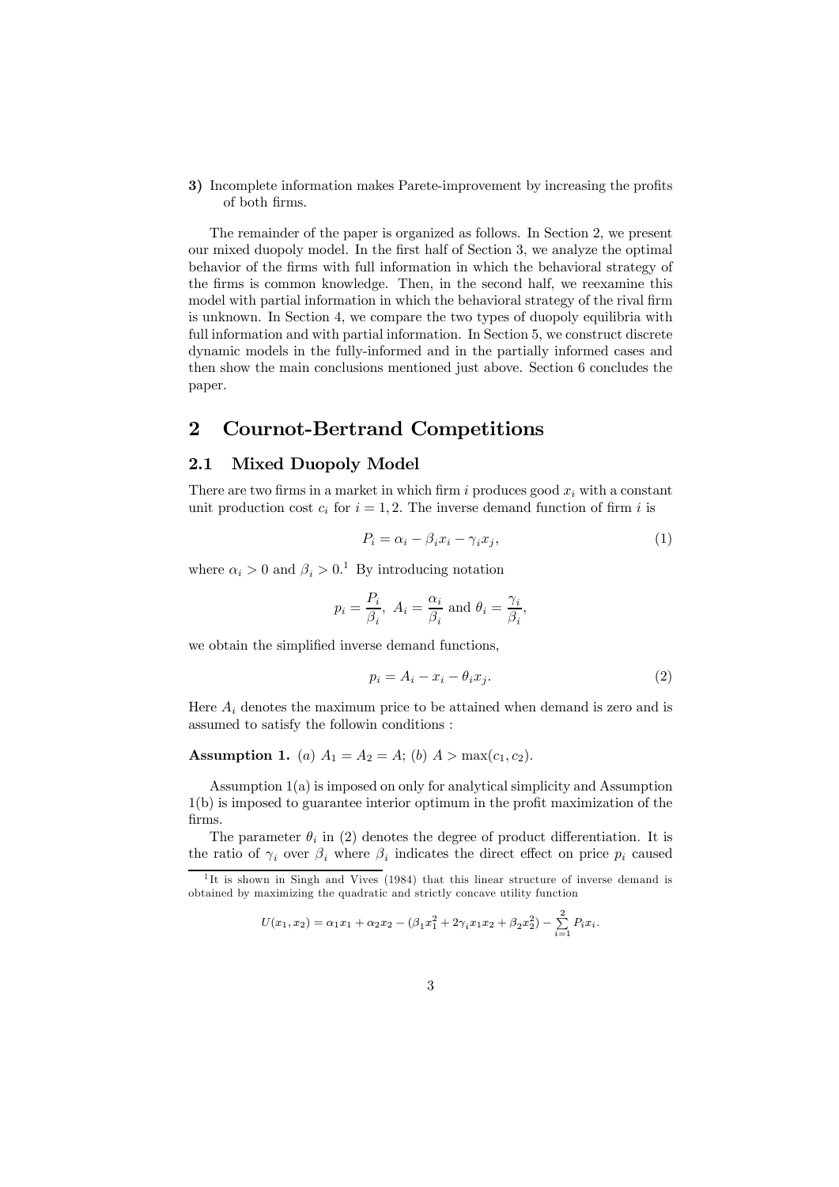**3)** Incomplete information makes Parete-improvement by increasing the profits of both firms.

The remainder of the paper is organized as follows. In Section 2, we present our mixed duopoly model. In the first half of Section 3, we analyze the optimal behavior of the firms with full information in which the behavioral strategy of the firms is common knowledge. Then, in the second half, we reexamine this model with partial information in which the behavioral strategy of the rival firm is unknown. In Section 4, we compare the two types of duopoly equilibria with full information and with partial information. In Section 5, we construct discrete dynamic models in the fully-informed and in the partially informed cases and then show the main conclusions mentioned just above. Section 6 concludes the paper.

## 2 Cournot-Bertrand Competitions

### 2.1 Mixed Duopoly Model

There are two firms in a market in which firm $i$ produces good $x_i$ with a constant unit production cost $c_i$ for $i = 1, 2$. The inverse demand function of firm $i$ is

$$P_i = \alpha_i - \beta_i x_i - \gamma_i x_j, \tag{1}$$

where $\alpha_i > 0$ and $\beta_i > 0$.[1] By introducing notation

$$p_i = \frac{P_i}{\beta_i},\ A_i = \frac{\alpha_i}{\beta_i} \text{ and } \theta_i = \frac{\gamma_i}{\beta_i},$$

we obtain the simplified inverse demand functions,

$$p_i = A_i - x_i - \theta_i x_j. \tag{2}$$

Here $A_i$ denotes the maximum price to be attained when demand is zero and is assumed to satisfy the followin conditions :

**Assumption 1.** *(a)* $A_1 = A_2 = A$; *(b)* $A > \max(c_1, c_2)$.

Assumption 1(a) is imposed on only for analytical simplicity and Assumption 1(b) is imposed to guarantee interior optimum in the profit maximization of the firms.

The parameter $\theta_i$ in (2) denotes the degree of product differentiation. It is the ratio of $\gamma_i$ over $\beta_i$ where $\beta_i$ indicates the direct effect on price $p_i$ caused

---

[1] It is shown in Singh and Vives (1984) that this linear structure of inverse demand is obtained by maximizing the quadratic and strictly concave utility function

$$U(x_1, x_2) = \alpha_1 x_1 + \alpha_2 x_2 - (\beta_1 x_1^2 + 2\gamma_i x_1 x_2 + \beta_2 x_2^2) - \sum_{i=1}^{2} P_i x_i.$$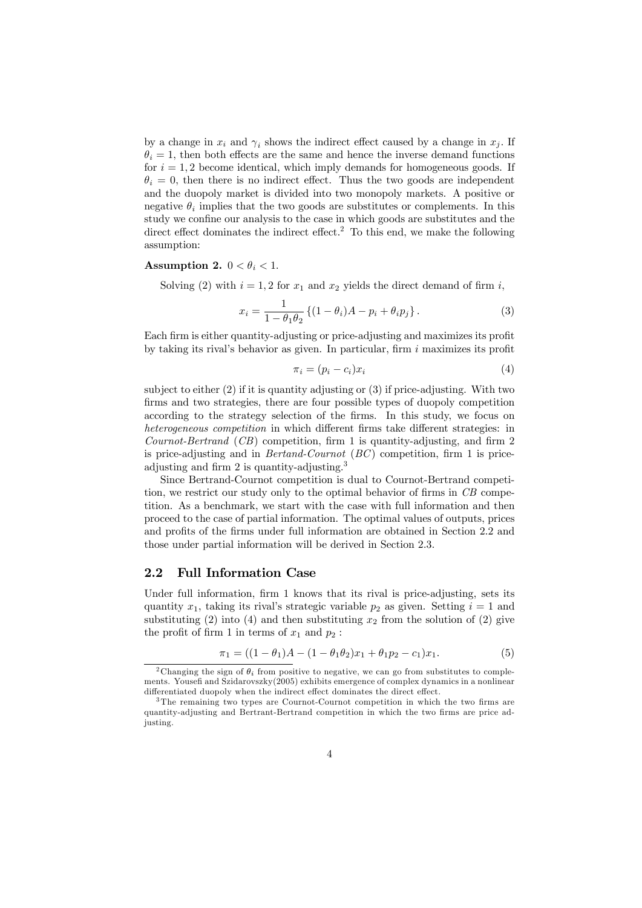by a change in $x_i$ and $\gamma_i$ shows the indirect effect caused by a change in $x_j$. If $\theta_i = 1$, then both effects are the same and hence the inverse demand functions for $i = 1, 2$ become identical, which imply demands for homogeneous goods. If $\theta_i = 0$, then there is no indirect effect. Thus the two goods are independent and the duopoly market is divided into two monopoly markets. A positive or negative $\theta_i$ implies that the two goods are substitutes or complements. In this study we confine our analysis to the case in which goods are substitutes and the direct effect dominates the indirect effect.[2] To this end, we make the following assumption:

**Assumption 2.** $0 < \theta_i < 1$.

Solving (2) with $i = 1, 2$ for $x_1$ and $x_2$ yields the direct demand of firm $i$,

$$x_i = \frac{1}{1 - \theta_1 \theta_2} \left\{ (1 - \theta_i)A - p_i + \theta_i p_j \right\}. \tag{3}$$

Each firm is either quantity-adjusting or price-adjusting and maximizes its profit by taking its rival's behavior as given. In particular, firm $i$ maximizes its profit

$$\pi_i = (p_i - c_i)x_i \tag{4}$$

subject to either (2) if it is quantity adjusting or (3) if price-adjusting. With two firms and two strategies, there are four possible types of duopoly competition according to the strategy selection of the firms. In this study, we focus on *heterogeneous competition* in which different firms take different strategies: in *Cournot-Bertrand* (*CB*) competition, firm 1 is quantity-adjusting, and firm 2 is price-adjusting and in *Bertand-Cournot* (*BC*) competition, firm 1 is price-adjusting and firm 2 is quantity-adjusting.[3]

Since Bertrand-Cournot competition is dual to Cournot-Bertrand competition, we restrict our study only to the optimal behavior of firms in *CB* competition. As a benchmark, we start with the case with full information and then proceed to the case of partial information. The optimal values of outputs, prices and profits of the firms under full information are obtained in Section 2.2 and those under partial information will be derived in Section 2.3.

## 2.2 Full Information Case

Under full information, firm 1 knows that its rival is price-adjusting, sets its quantity $x_1$, taking its rival's strategic variable $p_2$ as given. Setting $i = 1$ and substituting (2) into (4) and then substituting $x_2$ from the solution of (2) give the profit of firm 1 in terms of $x_1$ and $p_2$ :

$$\pi_1 = ((1 - \theta_1)A - (1 - \theta_1 \theta_2)x_1 + \theta_1 p_2 - c_1)x_1. \tag{5}$$

---

[2] Changing the sign of $\theta_i$ from positive to negative, we can go from substitutes to complements. Yousefi and Szidarovszky(2005) exhibits emergence of complex dynamics in a nonlinear differentiated duopoly when the indirect effect dominates the direct effect.

[3] The remaining two types are Cournot-Cournot competition in which the two firms are quantity-adjusting and Bertrant-Bertrand competition in which the two firms are price adjusting.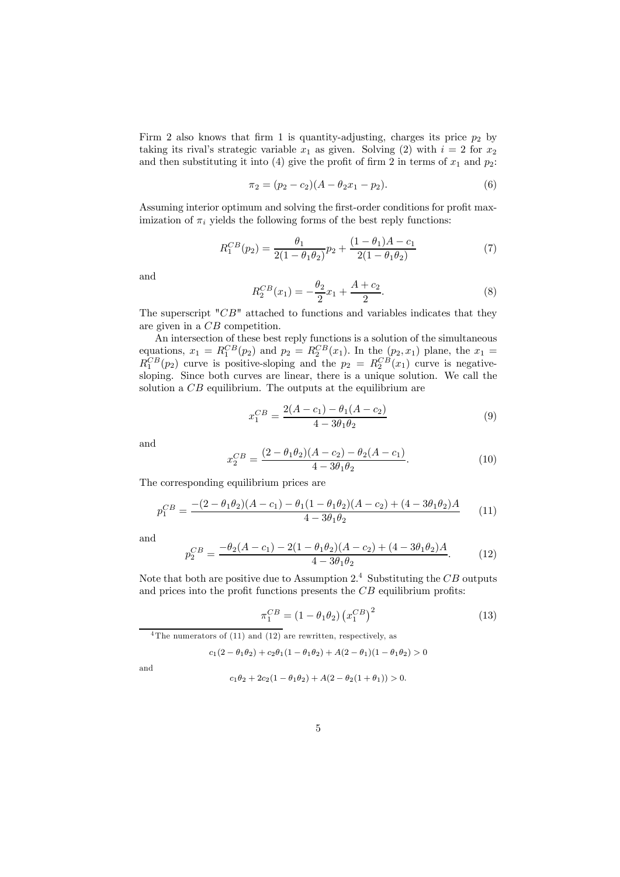Firm 2 also knows that firm 1 is quantity-adjusting, charges its price $p_2$ by taking its rival's strategic variable $x_1$ as given. Solving (2) with $i = 2$ for $x_2$ and then substituting it into (4) give the profit of firm 2 in terms of $x_1$ and $p_2$:

$$\pi_2 = (p_2 - c_2)(A - \theta_2 x_1 - p_2). \tag{6}$$

Assuming interior optimum and solving the first-order conditions for profit maximization of $\pi_i$ yields the following forms of the best reply functions:

$$R_1^{CB}(p_2) = \frac{\theta_1}{2(1-\theta_1\theta_2)} p_2 + \frac{(1-\theta_1)A - c_1}{2(1-\theta_1\theta_2)} \tag{7}$$

and

$$R_2^{CB}(x_1) = -\frac{\theta_2}{2} x_1 + \frac{A + c_2}{2}. \tag{8}$$

The superscript "$CB$" attached to functions and variables indicates that they are given in a $CB$ competition.

An intersection of these best reply functions is a solution of the simultaneous equations, $x_1 = R_1^{CB}(p_2)$ and $p_2 = R_2^{CB}(x_1)$. In the $(p_2, x_1)$ plane, the $x_1 = R_1^{CB}(p_2)$ curve is positive-sloping and the $p_2 = R_2^{CB}(x_1)$ curve is negative-sloping. Since both curves are linear, there is a unique solution. We call the solution a $CB$ equilibrium. The outputs at the equilibrium are

$$x_1^{CB} = \frac{2(A - c_1) - \theta_1(A - c_2)}{4 - 3\theta_1\theta_2} \tag{9}$$

and

$$x_2^{CB} = \frac{(2 - \theta_1\theta_2)(A - c_2) - \theta_2(A - c_1)}{4 - 3\theta_1\theta_2}. \tag{10}$$

The corresponding equilibrium prices are

$$p_1^{CB} = \frac{-(2 - \theta_1\theta_2)(A - c_1) - \theta_1(1 - \theta_1\theta_2)(A - c_2) + (4 - 3\theta_1\theta_2)A}{4 - 3\theta_1\theta_2} \tag{11}$$

and

$$p_2^{CB} = \frac{-\theta_2(A - c_1) - 2(1 - \theta_1\theta_2)(A - c_2) + (4 - 3\theta_1\theta_2)A}{4 - 3\theta_1\theta_2}. \tag{12}$$

Note that both are positive due to Assumption 2.[4] Substituting the $CB$ outputs and prices into the profit functions presents the $CB$ equilibrium profits:

$$\pi_1^{CB} = (1 - \theta_1\theta_2)\left(x_1^{CB}\right)^2 \tag{13}$$

[4] The numerators of (11) and (12) are rewritten, respectively, as

$$c_1(2 - \theta_1\theta_2) + c_2\theta_1(1 - \theta_1\theta_2) + A(2 - \theta_1)(1 - \theta_1\theta_2) > 0$$

and

$$c_1\theta_2 + 2c_2(1 - \theta_1\theta_2) + A(2 - \theta_2(1 + \theta_1)) > 0.$$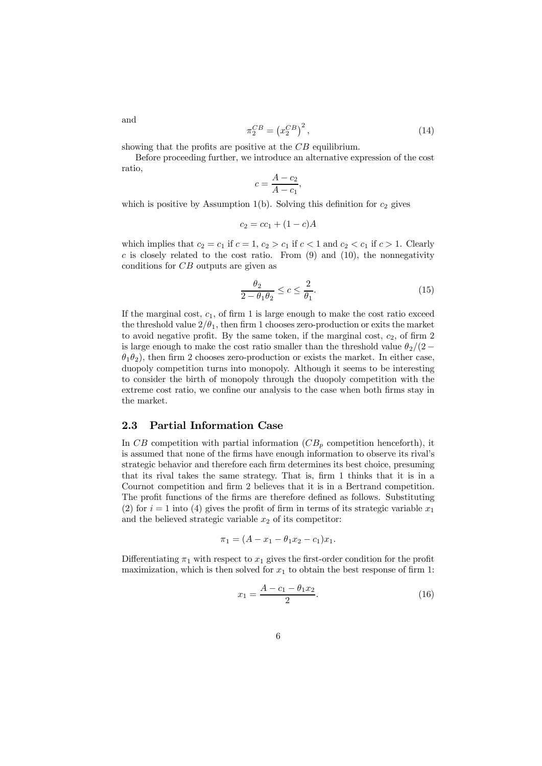and

$$\pi_2^{CB} = \left(x_2^{CB}\right)^2, \tag{14}$$

showing that the profits are positive at the $CB$ equilibrium.

Before proceeding further, we introduce an alternative expression of the cost ratio,

$$c = \frac{A - c_2}{A - c_1},$$

which is positive by Assumption 1(b). Solving this definition for $c_2$ gives

$$c_2 = cc_1 + (1 - c)A$$

which implies that $c_2 = c_1$ if $c = 1$, $c_2 > c_1$ if $c < 1$ and $c_2 < c_1$ if $c > 1$. Clearly $c$ is closely related to the cost ratio. From (9) and (10), the nonnegativity conditions for $CB$ outputs are given as

$$\frac{\theta_2}{2 - \theta_1\theta_2} \leq c \leq \frac{2}{\theta_1}. \tag{15}$$

If the marginal cost, $c_1$, of firm 1 is large enough to make the cost ratio exceed the threshold value $2/\theta_1$, then firm 1 chooses zero-production or exits the market to avoid negative profit. By the same token, if the marginal cost, $c_2$, of firm 2 is large enough to make the cost ratio smaller than the threshold value $\theta_2/(2 - \theta_1\theta_2)$, then firm 2 chooses zero-production or exists the market. In either case, duopoly competition turns into monopoly. Although it seems to be interesting to consider the birth of monopoly through the duopoly competition with the extreme cost ratio, we confine our analysis to the case when both firms stay in the market.

## 2.3 Partial Information Case

In $CB$ competition with partial information ($CB_p$ competition henceforth), it is assumed that none of the firms have enough information to observe its rival's strategic behavior and therefore each firm determines its best choice, presuming that its rival takes the same strategy. That is, firm 1 thinks that it is in a Cournot competition and firm 2 believes that it is in a Bertrand competition. The profit functions of the firms are therefore defined as follows. Substituting (2) for $i = 1$ into (4) gives the profit of firm in terms of its strategic variable $x_1$ and the believed strategic variable $x_2$ of its competitor:

$$\pi_1 = (A - x_1 - \theta_1 x_2 - c_1)x_1.$$

Differentiating $\pi_1$ with respect to $x_1$ gives the first-order condition for the profit maximization, which is then solved for $x_1$ to obtain the best response of firm 1:

$$x_1 = \frac{A - c_1 - \theta_1 x_2}{2}. \tag{16}$$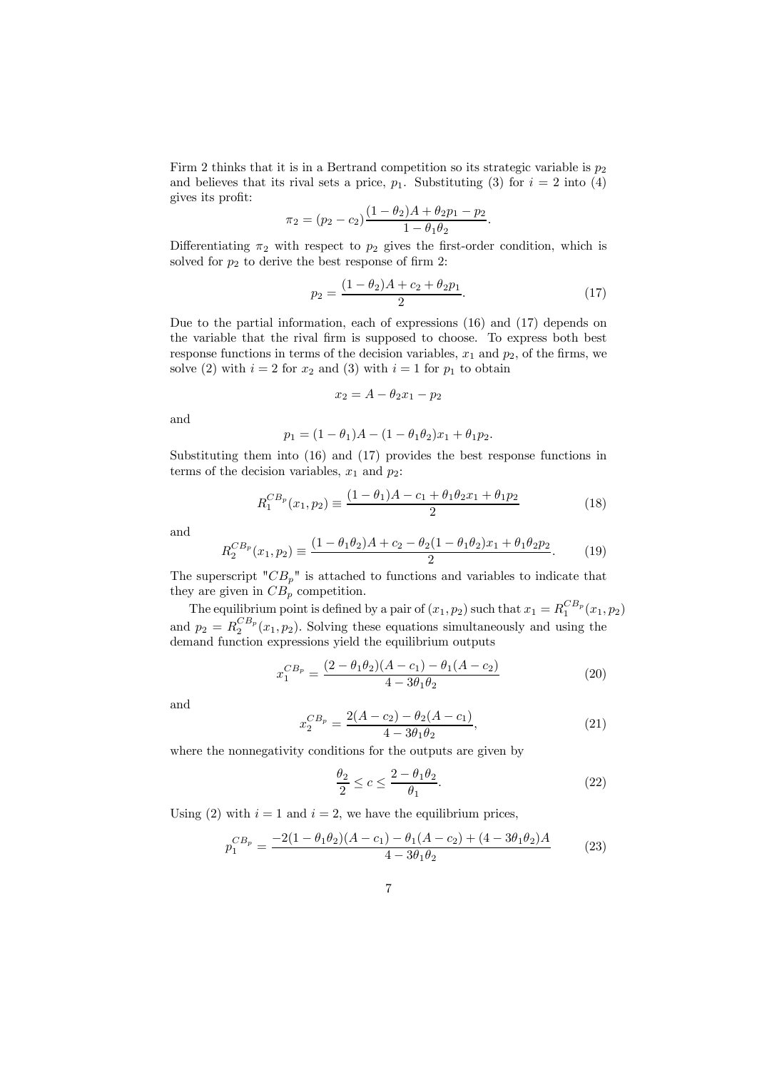Firm 2 thinks that it is in a Bertrand competition so its strategic variable is $p_2$ and believes that its rival sets a price, $p_1$. Substituting (3) for $i = 2$ into (4) gives its profit:

$$\pi_2 = (p_2 - c_2)\frac{(1-\theta_2)A + \theta_2 p_1 - p_2}{1 - \theta_1\theta_2}.$$

Differentiating $\pi_2$ with respect to $p_2$ gives the first-order condition, which is solved for $p_2$ to derive the best response of firm 2:

$$p_2 = \frac{(1-\theta_2)A + c_2 + \theta_2 p_1}{2}. \tag{17}$$

Due to the partial information, each of expressions (16) and (17) depends on the variable that the rival firm is supposed to choose. To express both best response functions in terms of the decision variables, $x_1$ and $p_2$, of the firms, we solve (2) with $i = 2$ for $x_2$ and (3) with $i = 1$ for $p_1$ to obtain

$$x_2 = A - \theta_2 x_1 - p_2$$

and

$$p_1 = (1-\theta_1)A - (1-\theta_1\theta_2)x_1 + \theta_1 p_2.$$

Substituting them into (16) and (17) provides the best response functions in terms of the decision variables, $x_1$ and $p_2$:

$$R_1^{CB_p}(x_1, p_2) \equiv \frac{(1-\theta_1)A - c_1 + \theta_1\theta_2 x_1 + \theta_1 p_2}{2} \tag{18}$$

and

$$R_2^{CB_p}(x_1, p_2) \equiv \frac{(1-\theta_1\theta_2)A + c_2 - \theta_2(1-\theta_1\theta_2)x_1 + \theta_1\theta_2 p_2}{2}. \tag{19}$$

The superscript "$CB_p$" is attached to functions and variables to indicate that they are given in $CB_p$ competition.

The equilibrium point is defined by a pair of $(x_1, p_2)$ such that $x_1 = R_1^{CB_p}(x_1, p_2)$ and $p_2 = R_2^{CB_p}(x_1, p_2)$. Solving these equations simultaneously and using the demand function expressions yield the equilibrium outputs

$$x_1^{CB_p} = \frac{(2-\theta_1\theta_2)(A-c_1) - \theta_1(A-c_2)}{4 - 3\theta_1\theta_2} \tag{20}$$

and

$$x_2^{CB_p} = \frac{2(A-c_2) - \theta_2(A-c_1)}{4 - 3\theta_1\theta_2}, \tag{21}$$

where the nonnegativity conditions for the outputs are given by

$$\frac{\theta_2}{2} \leq c \leq \frac{2 - \theta_1\theta_2}{\theta_1}. \tag{22}$$

Using (2) with $i = 1$ and $i = 2$, we have the equilibrium prices,

$$p_1^{CB_p} = \frac{-2(1-\theta_1\theta_2)(A-c_1) - \theta_1(A-c_2) + (4-3\theta_1\theta_2)A}{4 - 3\theta_1\theta_2} \tag{23}$$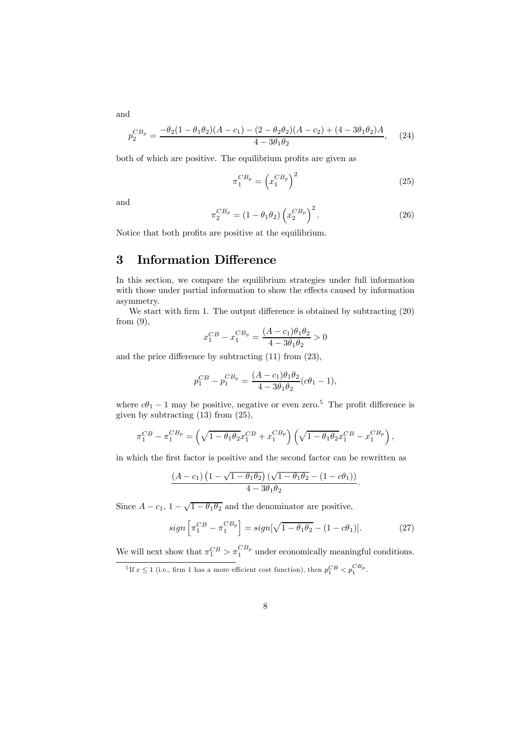and

$$p_2^{CB_p} = \frac{-\theta_2(1-\theta_1\theta_2)(A-c_1) - (2-\theta_2\theta_2)(A-c_2) + (4-3\theta_1\theta_2)A}{4-3\theta_1\theta_2}, \quad (24)$$

both of which are positive. The equilibrium profits are given as

$$\pi_1^{CB_p} = \left(x_1^{CB_p}\right)^2 \quad (25)$$

and

$$\pi_2^{CB_p} = (1-\theta_1\theta_2)\left(x_2^{CB_p}\right)^2. \quad (26)$$

Notice that both profits are positive at the equilibrium.

# 3 Information Difference

In this section, we compare the equilibrium strategies under full information with those under partial information to show the effects caused by information asymmetry.

We start with firm 1. The output difference is obtained by subtracting (20) from (9),

$$x_1^{CB} - x_1^{CB_p} = \frac{(A-c_1)\theta_1\theta_2}{4-3\theta_1\theta_2} > 0$$

and the price difference by subtracting (11) from (23),

$$p_1^{CB} - p_1^{CB_p} = \frac{(A-c_1)\theta_1\theta_2}{4-3\theta_1\theta_2}(c\theta_1 - 1),$$

where $c\theta_1 - 1$ may be positive, negative or even zero.[5] The profit difference is given by subtracting (13) from (25),

$$\pi_1^{CB} - \pi_1^{CB_p} = \left(\sqrt{1-\theta_1\theta_2}x_1^{CB} + x_1^{CB_p}\right)\left(\sqrt{1-\theta_1\theta_2}x_1^{CB} - x_1^{CB_p}\right),$$

in which the first factor is positive and the second factor can be rewritten as

$$\frac{(A-c_1)\left(1-\sqrt{1-\theta_1\theta_2}\right)\left(\sqrt{1-\theta_1\theta_2} - (1-c\theta_1)\right)}{4-3\theta_1\theta_2}.$$

Since $A-c_1$, $1-\sqrt{1-\theta_1\theta_2}$ and the denominator are positive,

$$sign\left[\pi_1^{CB} - \pi_1^{CB_p}\right] = sign[\sqrt{1-\theta_1\theta_2} - (1-c\theta_1)]. \quad (27)$$

We will next show that $\pi_1^{CB} > \pi_1^{CB_p}$ under economically meaningful conditions.

[5] If $c \le 1$ (i.e., firm 1 has a more efficient cost function), then $p_1^{CB} < p_1^{CB_p}$.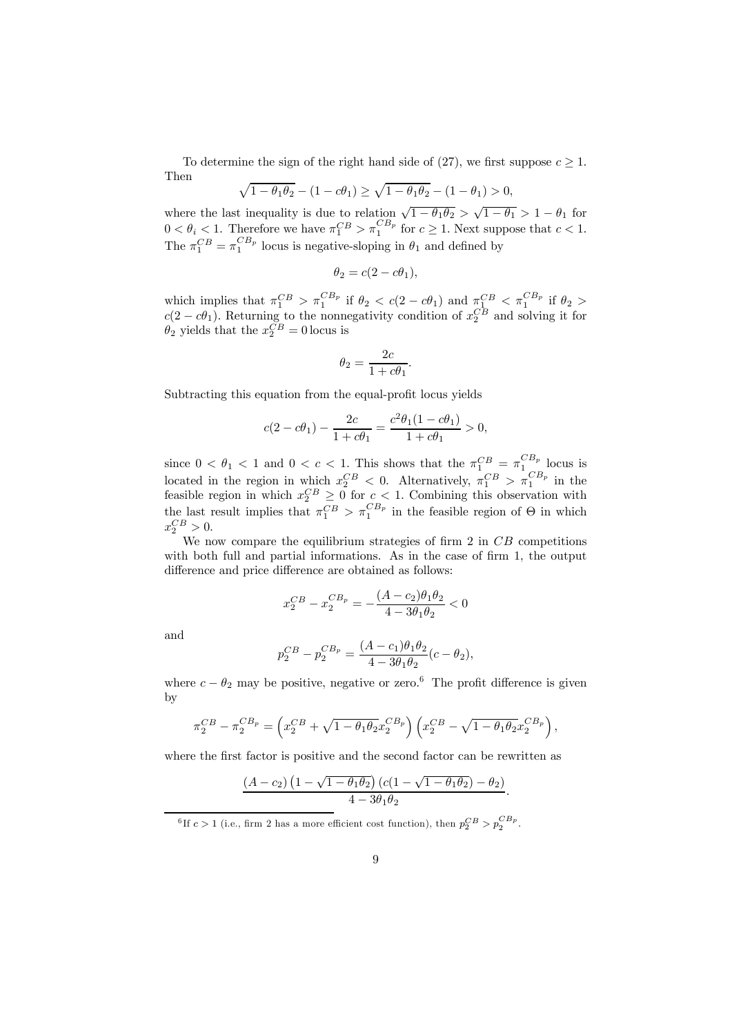To determine the sign of the right hand side of (27), we first suppose $c \geq 1$. Then

$$\sqrt{1-\theta_1\theta_2} - (1 - c\theta_1) \geq \sqrt{1-\theta_1\theta_2} - (1-\theta_1) > 0,$$

where the last inequality is due to relation $\sqrt{1-\theta_1\theta_2} > \sqrt{1-\theta_1} > 1-\theta_1$ for $0 < \theta_i < 1$. Therefore we have $\pi_1^{CB} > \pi_1^{CB_p}$ for $c \geq 1$. Next suppose that $c < 1$. The $\pi_1^{CB} = \pi_1^{CB_p}$ locus is negative-sloping in $\theta_1$ and defined by

$$\theta_2 = c(2 - c\theta_1),$$

which implies that $\pi_1^{CB} > \pi_1^{CB_p}$ if $\theta_2 < c(2 - c\theta_1)$ and $\pi_1^{CB} < \pi_1^{CB_p}$ if $\theta_2 > c(2 - c\theta_1)$. Returning to the nonnegativity condition of $x_2^{CB}$ and solving it for $\theta_2$ yields that the $x_2^{CB} = 0$ locus is

$$\theta_2 = \frac{2c}{1 + c\theta_1}.$$

Subtracting this equation from the equal-profit locus yields

$$c(2 - c\theta_1) - \frac{2c}{1+c\theta_1} = \frac{c^2\theta_1(1 - c\theta_1)}{1 + c\theta_1} > 0,$$

since $0 < \theta_1 < 1$ and $0 < c < 1$. This shows that the $\pi_1^{CB} = \pi_1^{CB_p}$ locus is located in the region in which $x_2^{CB} < 0$. Alternatively, $\pi_1^{CB} > \pi_1^{CB_p}$ in the feasible region in which $x_2^{CB} \geq 0$ for $c < 1$. Combining this observation with the last result implies that $\pi_1^{CB} > \pi_1^{CB_p}$ in the feasible region of $\Theta$ in which $x_2^{CB} > 0$.

We now compare the equilibrium strategies of firm 2 in $CB$ competitions with both full and partial informations. As in the case of firm 1, the output difference and price difference are obtained as follows:

$$x_2^{CB} - x_2^{CB_p} = -\frac{(A - c_2)\theta_1\theta_2}{4 - 3\theta_1\theta_2} < 0$$

and

$$p_2^{CB} - p_2^{CB_p} = \frac{(A - c_1)\theta_1\theta_2}{4 - 3\theta_1\theta_2}(c - \theta_2),$$

where $c - \theta_2$ may be positive, negative or zero.[6] The profit difference is given by

$$\pi_2^{CB} - \pi_2^{CB_p} = \left(x_2^{CB} + \sqrt{1-\theta_1\theta_2}\,x_2^{CB_p}\right)\left(x_2^{CB} - \sqrt{1-\theta_1\theta_2}\,x_2^{CB_p}\right),$$

where the first factor is positive and the second factor can be rewritten as

$$\frac{(A - c_2)\left(1 - \sqrt{1-\theta_1\theta_2}\right)\left(c(1 - \sqrt{1-\theta_1\theta_2}) - \theta_2\right)}{4 - 3\theta_1\theta_2}.$$

[6] If $c > 1$ (i.e., firm 2 has a more efficient cost function), then $p_2^{CB} > p_2^{CB_p}$.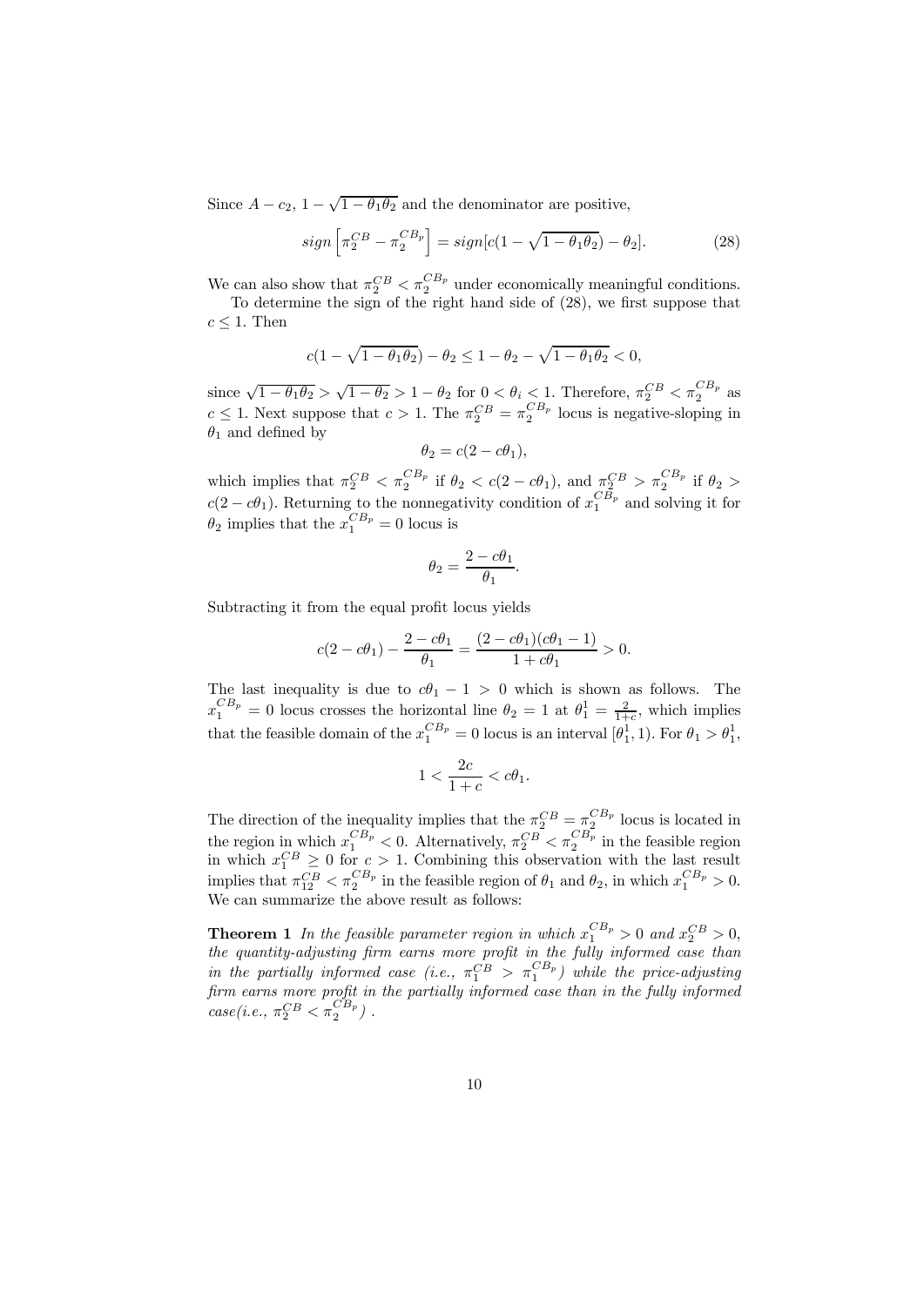Since $A - c_2$, $1 - \sqrt{1 - \theta_1\theta_2}$ and the denominator are positive,

$$sign\left[\pi_2^{CB} - \pi_2^{CB_p}\right] = sign[c(1 - \sqrt{1 - \theta_1\theta_2}) - \theta_2]. \tag{28}$$

We can also show that $\pi_2^{CB} < \pi_2^{CB_p}$ under economically meaningful conditions.

To determine the sign of the right hand side of (28), we first suppose that $c \leq 1$. Then

$$c(1 - \sqrt{1 - \theta_1\theta_2}) - \theta_2 \leq 1 - \theta_2 - \sqrt{1 - \theta_1\theta_2} < 0,$$

since $\sqrt{1 - \theta_1\theta_2} > \sqrt{1 - \theta_2} > 1 - \theta_2$ for $0 < \theta_i < 1$. Therefore, $\pi_2^{CB} < \pi_2^{CB_p}$ as $c \leq 1$. Next suppose that $c > 1$. The $\pi_2^{CB} = \pi_2^{CB_p}$ locus is negative-sloping in $\theta_1$ and defined by

$$\theta_2 = c(2 - c\theta_1),$$

which implies that $\pi_2^{CB} < \pi_2^{CB_p}$ if $\theta_2 < c(2 - c\theta_1)$, and $\pi_2^{CB} > \pi_2^{CB_p}$ if $\theta_2 > c(2 - c\theta_1)$. Returning to the nonnegativity condition of $x_1^{CB_p}$ and solving it for $\theta_2$ implies that the $x_1^{CB_p} = 0$ locus is

$$\theta_2 = \frac{2 - c\theta_1}{\theta_1}.$$

Subtracting it from the equal profit locus yields

$$c(2 - c\theta_1) - \frac{2 - c\theta_1}{\theta_1} = \frac{(2 - c\theta_1)(c\theta_1 - 1)}{1 + c\theta_1} > 0.$$

The last inequality is due to $c\theta_1 - 1 > 0$ which is shown as follows. The $x_1^{CB_p} = 0$ locus crosses the horizontal line $\theta_2 = 1$ at $\theta_1^1 = \frac{2}{1+c}$, which implies that the feasible domain of the $x_1^{CB_p} = 0$ locus is an interval $[\theta_1^1, 1)$. For $\theta_1 > \theta_1^1$,

$$1 < \frac{2c}{1 + c} < c\theta_1.$$

The direction of the inequality implies that the $\pi_2^{CB} = \pi_2^{CB_p}$ locus is located in the region in which $x_1^{CB_p} < 0$. Alternatively, $\pi_2^{CB} < \pi_2^{CB_p}$ in the feasible region in which $x_1^{CB} \geq 0$ for $c > 1$. Combining this observation with the last result implies that $\pi_{12}^{CB} < \pi_2^{CB_p}$ in the feasible region of $\theta_1$ and $\theta_2$, in which $x_1^{CB_p} > 0$. We can summarize the above result as follows:

**Theorem 1** *In the feasible parameter region in which $x_1^{CB_p} > 0$ and $x_2^{CB} > 0$, the quantity-adjusting firm earns more profit in the fully informed case than in the partially informed case (i.e., $\pi_1^{CB} > \pi_1^{CB_p}$) while the price-adjusting firm earns more profit in the partially informed case than in the fully informed case(i.e., $\pi_2^{CB} < \pi_2^{CB_p}$) .*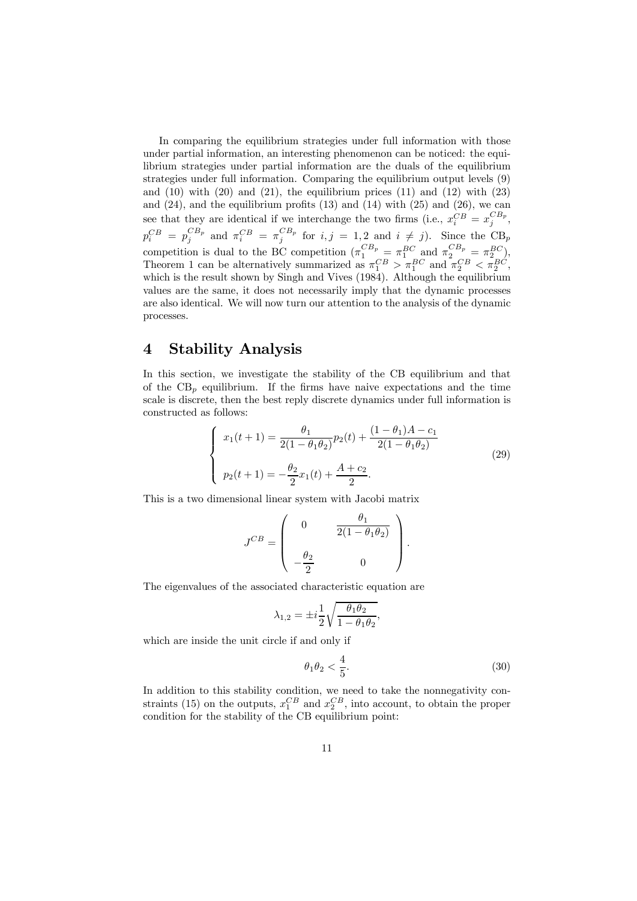In comparing the equilibrium strategies under full information with those under partial information, an interesting phenomenon can be noticed: the equilibrium strategies under partial information are the duals of the equilibrium strategies under full information. Comparing the equilibrium output levels (9) and (10) with (20) and (21), the equilibrium prices (11) and (12) with (23) and (24), and the equilibrium profits (13) and (14) with (25) and (26), we can see that they are identical if we interchange the two firms (i.e., $x_i^{CB} = x_j^{CB_p}$, $p_i^{CB} = p_j^{CB_p}$ and $\pi_i^{CB} = \pi_j^{CB_p}$ for $i, j = 1, 2$ and $i \neq j$). Since the $\text{CB}_p$ competition is dual to the BC competition ($\pi_1^{CB_p} = \pi_1^{BC}$ and $\pi_2^{CB_p} = \pi_2^{BC}$), Theorem 1 can be alternatively summarized as $\pi_1^{CB} > \pi_1^{BC}$ and $\pi_2^{CB} < \pi_2^{BC}$, which is the result shown by Singh and Vives (1984). Although the equilibrium values are the same, it does not necessarily imply that the dynamic processes are also identical. We will now turn our attention to the analysis of the dynamic processes.

# 4 Stability Analysis

In this section, we investigate the stability of the CB equilibrium and that of the $\text{CB}_p$ equilibrium. If the firms have naive expectations and the time scale is discrete, then the best reply discrete dynamics under full information is constructed as follows:

$$
\begin{cases}
x_1(t+1) = \dfrac{\theta_1}{2(1-\theta_1\theta_2)} p_2(t) + \dfrac{(1-\theta_1)A - c_1}{2(1-\theta_1\theta_2)} \\[2ex]
p_2(t+1) = -\dfrac{\theta_2}{2} x_1(t) + \dfrac{A + c_2}{2}.
\end{cases}
\tag{29}
$$

This is a two dimensional linear system with Jacobi matrix

$$
J^{CB} = \begin{pmatrix} 0 & \dfrac{\theta_1}{2(1-\theta_1\theta_2)} \\[2ex] -\dfrac{\theta_2}{2} & 0 \end{pmatrix}.
$$

The eigenvalues of the associated characteristic equation are

$$
\lambda_{1,2} = \pm i \frac{1}{2} \sqrt{\frac{\theta_1\theta_2}{1-\theta_1\theta_2}},
$$

which are inside the unit circle if and only if

$$
\theta_1\theta_2 < \frac{4}{5}. \tag{30}
$$

In addition to this stability condition, we need to take the nonnegativity constraints (15) on the outputs, $x_1^{CB}$ and $x_2^{CB}$, into account, to obtain the proper condition for the stability of the CB equilibrium point: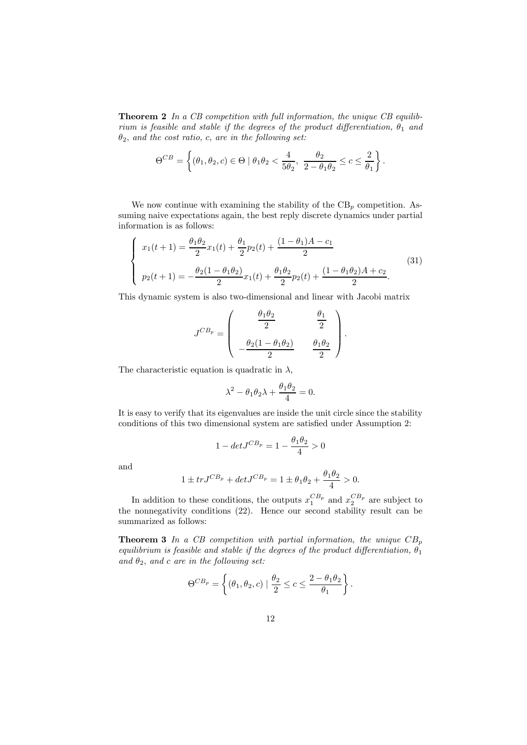**Theorem 2** *In a CB competition with full information, the unique CB equilibrium is feasible and stable if the degrees of the product differentiation, $\theta_1$ and $\theta_2$, and the cost ratio, $c$, are in the following set:*

$$\Theta^{CB} = \left\{ (\theta_1, \theta_2, c) \in \Theta \mid \theta_1\theta_2 < \frac{4}{5\theta_2},\ \frac{\theta_2}{2 - \theta_1\theta_2} \leq c \leq \frac{2}{\theta_1} \right\}.$$

We now continue with examining the stability of the CB$_p$ competition. Assuming naive expectations again, the best reply discrete dynamics under partial information is as follows:

$$\begin{cases} x_1(t+1) = \dfrac{\theta_1\theta_2}{2}x_1(t) + \dfrac{\theta_1}{2}p_2(t) + \dfrac{(1-\theta_1)A - c_1}{2} \\[2ex] p_2(t+1) = -\dfrac{\theta_2(1-\theta_1\theta_2)}{2}x_1(t) + \dfrac{\theta_1\theta_2}{2}p_2(t) + \dfrac{(1-\theta_1\theta_2)A + c_2}{2}. \end{cases} \tag{31}$$

This dynamic system is also two-dimensional and linear with Jacobi matrix

$$J^{CB_p} = \begin{pmatrix} \dfrac{\theta_1\theta_2}{2} & \dfrac{\theta_1}{2} \\[2ex] -\dfrac{\theta_2(1-\theta_1\theta_2)}{2} & \dfrac{\theta_1\theta_2}{2} \end{pmatrix}.$$

The characteristic equation is quadratic in $\lambda$,

$$\lambda^2 - \theta_1\theta_2\lambda + \frac{\theta_1\theta_2}{4} = 0.$$

It is easy to verify that its eigenvalues are inside the unit circle since the stability conditions of this two dimensional system are satisfied under Assumption 2:

$$1 - detJ^{CB_p} = 1 - \frac{\theta_1\theta_2}{4} > 0$$

and

$$1 \pm trJ^{CB_p} + detJ^{CB_p} = 1 \pm \theta_1\theta_2 + \frac{\theta_1\theta_2}{4} > 0.$$

In addition to these conditions, the outputs $x_1^{CB_p}$ and $x_2^{CB_p}$ are subject to the nonnegativity conditions (22). Hence our second stability result can be summarized as follows:

**Theorem 3** *In a CB competition with partial information, the unique $CB_p$ equilibrium is feasible and stable if the degrees of the product differentiation, $\theta_1$ and $\theta_2$, and $c$ are in the following set:*

$$\Theta^{CB_p} = \left\{ (\theta_1, \theta_2, c) \mid \frac{\theta_2}{2} \leq c \leq \frac{2 - \theta_1\theta_2}{\theta_1} \right\}.$$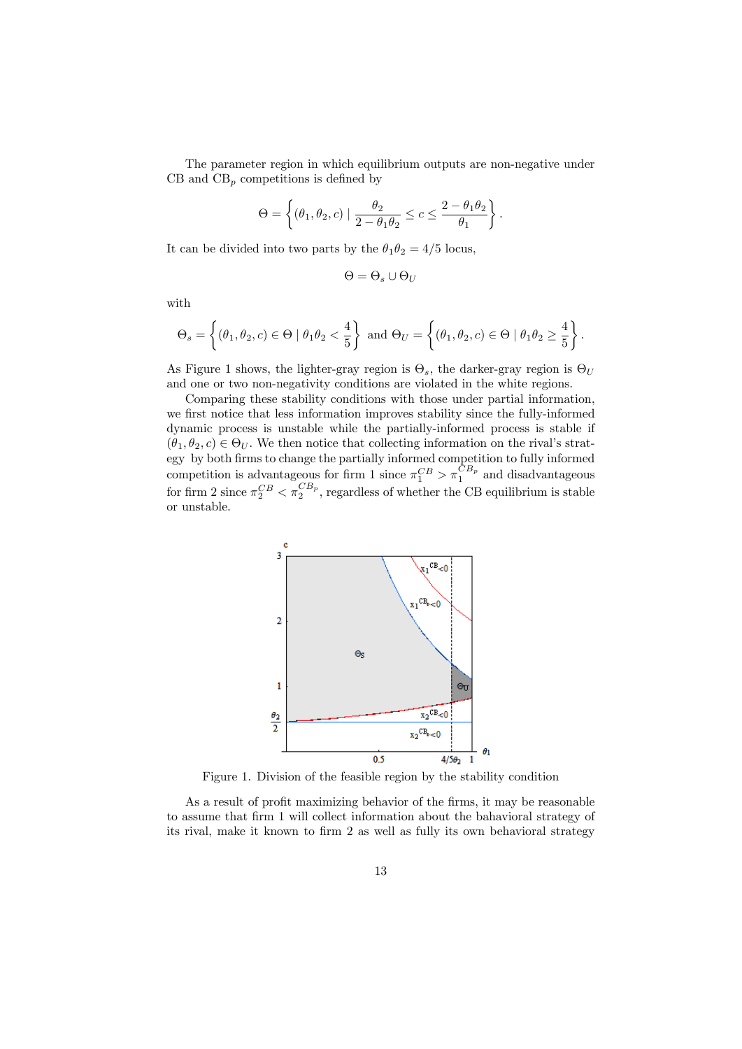The parameter region in which equilibrium outputs are non-negative under CB and CB$_p$ competitions is defined by

$$\Theta = \left\{ (\theta_1, \theta_2, c) \mid \frac{\theta_2}{2 - \theta_1\theta_2} \leq c \leq \frac{2 - \theta_1\theta_2}{\theta_1} \right\}.$$

It can be divided into two parts by the $\theta_1\theta_2 = 4/5$ locus,

$$\Theta = \Theta_s \cup \Theta_U$$

with

$$\Theta_s = \left\{ (\theta_1, \theta_2, c) \in \Theta \mid \theta_1\theta_2 < \frac{4}{5} \right\} \text{ and } \Theta_U = \left\{ (\theta_1, \theta_2, c) \in \Theta \mid \theta_1\theta_2 \geq \frac{4}{5} \right\}.$$

As Figure 1 shows, the lighter-gray region is $\Theta_s$, the darker-gray region is $\Theta_U$ and one or two non-negativity conditions are violated in the white regions.

Comparing these stability conditions with those under partial information, we first notice that less information improves stability since the fully-informed dynamic process is unstable while the partially-informed process is stable if $(\theta_1, \theta_2, c) \in \Theta_U$. We then notice that collecting information on the rival's strategy by both firms to change the partially informed competition to fully informed competition is advantageous for firm 1 since $\pi_1^{CB} > \pi_1^{CB_p}$ and disadvantageous for firm 2 since $\pi_2^{CB} < \pi_2^{CB_p}$, regardless of whether the CB equilibrium is stable or unstable.

Figure 1. Division of the feasible region by the stability condition

As a result of profit maximizing behavior of the firms, it may be reasonable to assume that firm 1 will collect information about the bahavioral strategy of its rival, make it known to firm 2 as well as fully its own behavioral strategy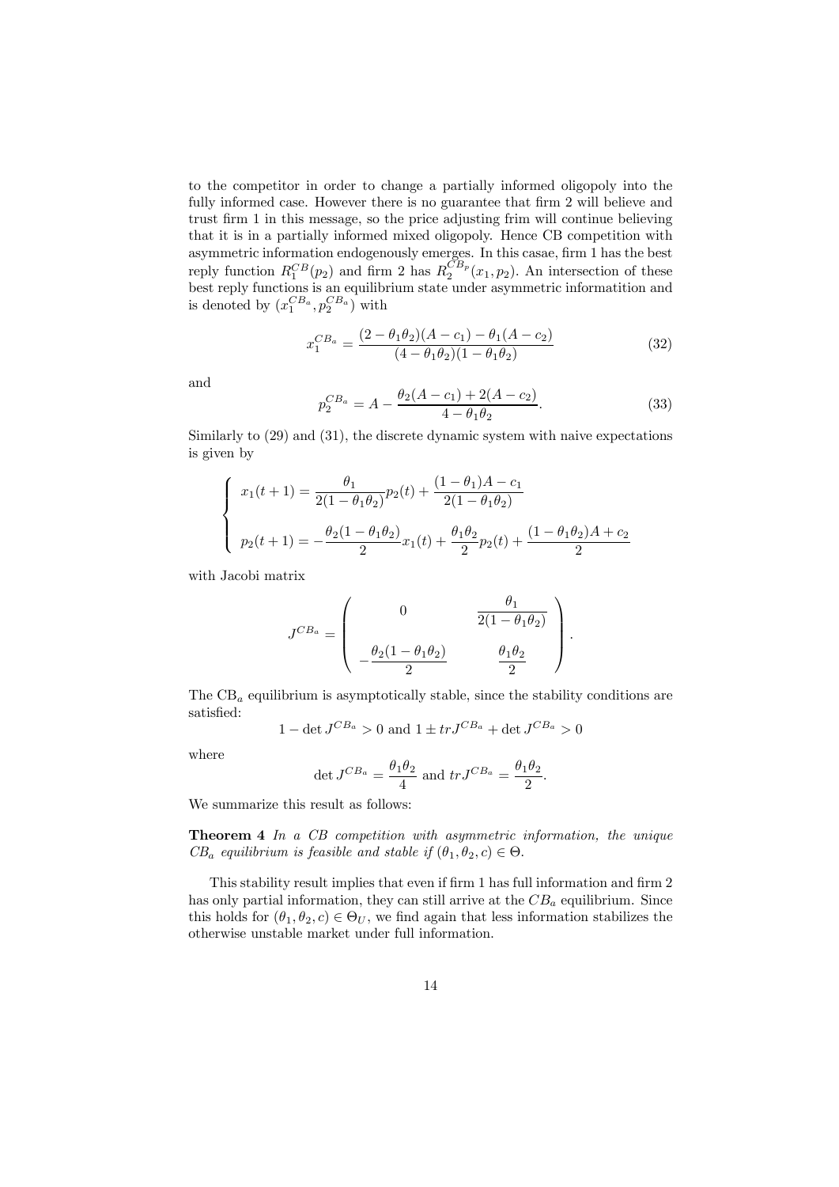to the competitor in order to change a partially informed oligopoly into the fully informed case. However there is no guarantee that firm 2 will believe and trust firm 1 in this message, so the price adjusting frim will continue believing that it is in a partially informed mixed oligopoly. Hence CB competition with asymmetric information endogenously emerges. In this casae, firm 1 has the best reply function $R_1^{CB}(p_2)$ and firm 2 has $R_2^{CB_p}(x_1, p_2)$. An intersection of these best reply functions is an equilibrium state under asymmetric informatition and is denoted by $(x_1^{CB_a}, p_2^{CB_a})$ with

$$x_1^{CB_a} = \frac{(2 - \theta_1\theta_2)(A - c_1) - \theta_1(A - c_2)}{(4 - \theta_1\theta_2)(1 - \theta_1\theta_2)} \tag{32}$$

and

$$p_2^{CB_a} = A - \frac{\theta_2(A - c_1) + 2(A - c_2)}{4 - \theta_1\theta_2}. \tag{33}$$

Similarly to (29) and (31), the discrete dynamic system with naive expectations is given by

$$\begin{cases} x_1(t+1) = \dfrac{\theta_1}{2(1 - \theta_1\theta_2)} p_2(t) + \dfrac{(1 - \theta_1)A - c_1}{2(1 - \theta_1\theta_2)} \\[2ex] p_2(t+1) = -\dfrac{\theta_2(1 - \theta_1\theta_2)}{2} x_1(t) + \dfrac{\theta_1\theta_2}{2} p_2(t) + \dfrac{(1 - \theta_1\theta_2)A + c_2}{2} \end{cases}$$

with Jacobi matrix

$$J^{CB_a} = \begin{pmatrix} 0 & \dfrac{\theta_1}{2(1 - \theta_1\theta_2)} \\[2ex] -\dfrac{\theta_2(1 - \theta_1\theta_2)}{2} & \dfrac{\theta_1\theta_2}{2} \end{pmatrix}.$$

The $\mathrm{CB}_a$ equilibrium is asymptotically stable, since the stability conditions are satisfied:

$$1 - \det J^{CB_a} > 0 \text{ and } 1 \pm trJ^{CB_a} + \det J^{CB_a} > 0$$

where

$$\det J^{CB_a} = \frac{\theta_1\theta_2}{4} \text{ and } trJ^{CB_a} = \frac{\theta_1\theta_2}{2}.$$

We summarize this result as follows:

**Theorem 4** *In a CB competition with asymmetric information, the unique $CB_a$ equilibrium is feasible and stable if $(\theta_1, \theta_2, c) \in \Theta$.*

This stability result implies that even if firm 1 has full information and firm 2 has only partial information, they can still arrive at the $CB_a$ equilibrium. Since this holds for $(\theta_1, \theta_2, c) \in \Theta_U$, we find again that less information stabilizes the otherwise unstable market under full information.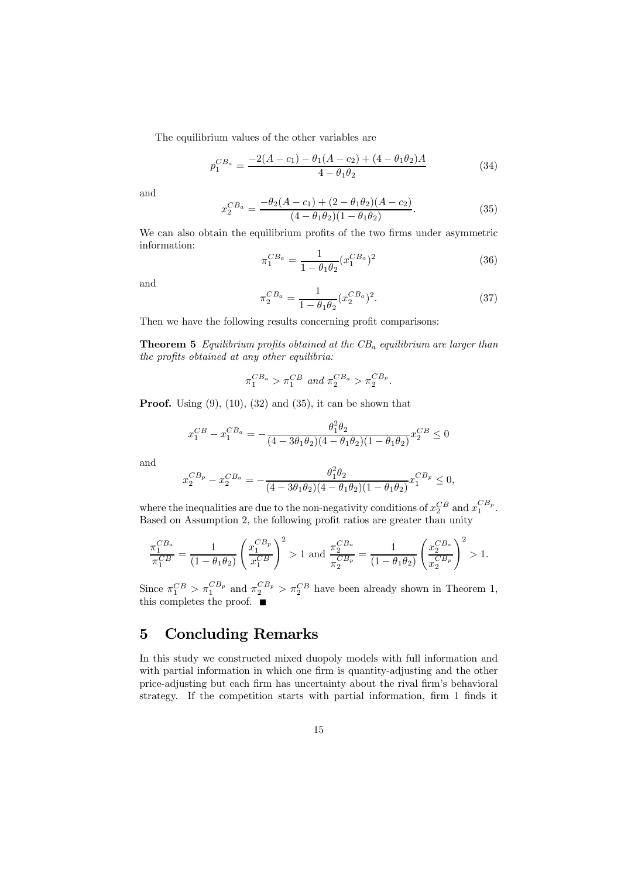The equilibrium values of the other variables are

$$p_1^{CB_a} = \frac{-2(A-c_1) - \theta_1(A-c_2) + (4-\theta_1\theta_2)A}{4-\theta_1\theta_2} \tag{34}$$

and

$$x_2^{CB_a} = \frac{-\theta_2(A-c_1) + (2-\theta_1\theta_2)(A-c_2)}{(4-\theta_1\theta_2)(1-\theta_1\theta_2)}. \tag{35}$$

We can also obtain the equilibrium profits of the two firms under asymmetric information:

$$\pi_1^{CB_a} = \frac{1}{1-\theta_1\theta_2}(x_1^{CB_a})^2 \tag{36}$$

and

$$\pi_2^{CB_a} = \frac{1}{1-\theta_1\theta_2}(x_2^{CB_a})^2. \tag{37}$$

Then we have the following results concerning profit comparisons:

**Theorem 5** *Equilibrium profits obtained at the $CB_a$ equilibrium are larger than the profits obtained at any other equilibria:*

$$\pi_1^{CB_a} > \pi_1^{CB} \text{ and } \pi_2^{CB_a} > \pi_2^{CB_p}.$$

**Proof.** Using (9), (10), (32) and (35), it can be shown that

$$x_1^{CB} - x_1^{CB_a} = -\frac{\theta_1^2\theta_2}{(4-3\theta_1\theta_2)(4-\theta_1\theta_2)(1-\theta_1\theta_2)}x_2^{CB} \leq 0$$

and

$$x_2^{CB_p} - x_2^{CB_a} = -\frac{\theta_1^2\theta_2}{(4-3\theta_1\theta_2)(4-\theta_1\theta_2)(1-\theta_1\theta_2)}x_1^{CB_p} \leq 0,$$

where the inequalities are due to the non-negativity conditions of $x_2^{CB}$ and $x_1^{CB_p}$. Based on Assumption 2, the following profit ratios are greater than unity

$$\frac{\pi_1^{CB_a}}{\pi_1^{CB}} = \frac{1}{(1-\theta_1\theta_2)}\left(\frac{x_1^{CB_p}}{x_1^{CB}}\right)^2 > 1 \text{ and } \frac{\pi_2^{CB_a}}{\pi_2^{CB_p}} = \frac{1}{(1-\theta_1\theta_2)}\left(\frac{x_2^{CB_a}}{x_2^{CB_p}}\right)^2 > 1.$$

Since $\pi_1^{CB} > \pi_1^{CB_p}$ and $\pi_2^{CB_p} > \pi_2^{CB}$ have been already shown in Theorem 1, this completes the proof. ■

## 5 Concluding Remarks

In this study we constructed mixed duopoly models with full information and with partial information in which one firm is quantity-adjusting and the other price-adjusting but each firm has uncertainty about the rival firm's behavioral strategy. If the competition starts with partial information, firm 1 finds it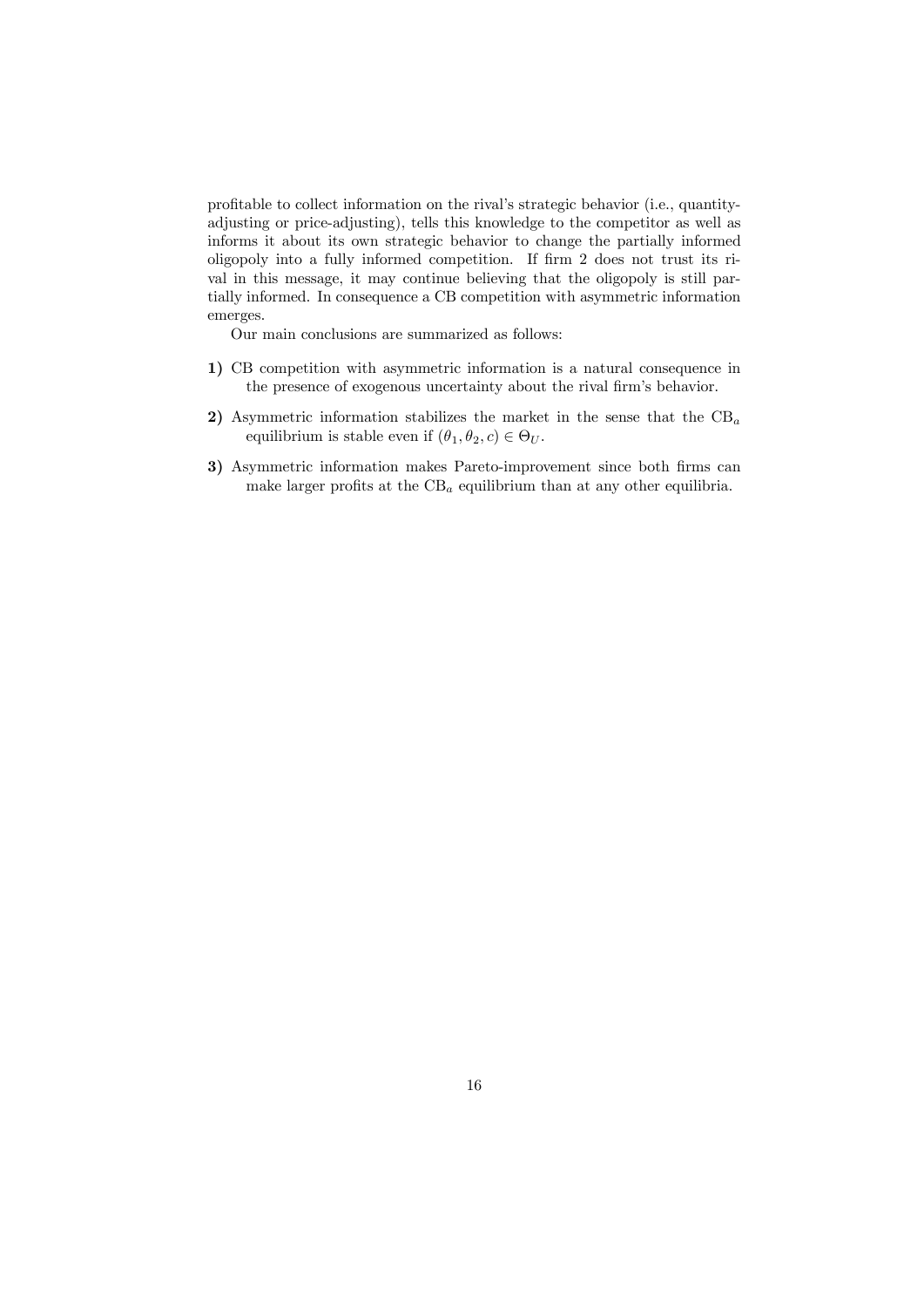profitable to collect information on the rival's strategic behavior (i.e., quantity-adjusting or price-adjusting), tells this knowledge to the competitor as well as informs it about its own strategic behavior to change the partially informed oligopoly into a fully informed competition. If firm 2 does not trust its rival in this message, it may continue believing that the oligopoly is still partially informed. In consequence a CB competition with asymmetric information emerges.

Our main conclusions are summarized as follows:

**1)** CB competition with asymmetric information is a natural consequence in the presence of exogenous uncertainty about the rival firm's behavior.

**2)** Asymmetric information stabilizes the market in the sense that the $\text{CB}_a$ equilibrium is stable even if $(\theta_1, \theta_2, c) \in \Theta_U$.

**3)** Asymmetric information makes Pareto-improvement since both firms can make larger profits at the $\text{CB}_a$ equilibrium than at any other equilibria.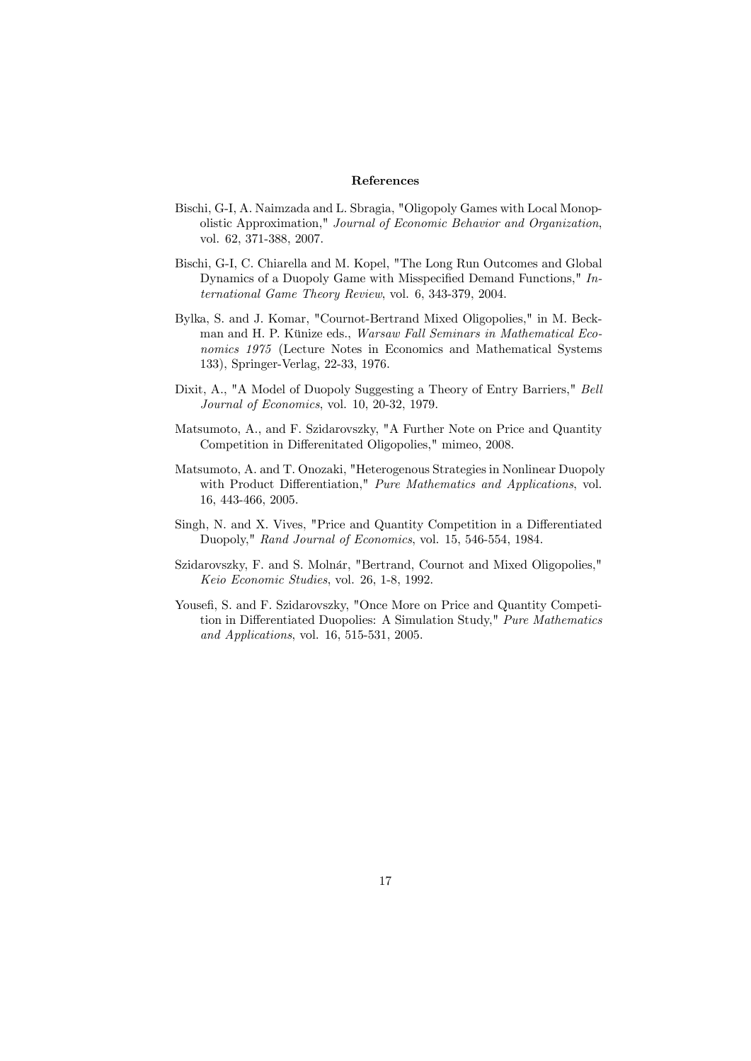## References

Bischi, G-I, A. Naimzada and L. Sbragia, "Oligopoly Games with Local Monopolistic Approximation," *Journal of Economic Behavior and Organization*, vol. 62, 371-388, 2007.

Bischi, G-I, C. Chiarella and M. Kopel, "The Long Run Outcomes and Global Dynamics of a Duopoly Game with Misspecified Demand Functions," *International Game Theory Review*, vol. 6, 343-379, 2004.

Bylka, S. and J. Komar, "Cournot-Bertrand Mixed Oligopolies," in M. Beckman and H. P. Künize eds., *Warsaw Fall Seminars in Mathematical Economics 1975* (Lecture Notes in Economics and Mathematical Systems 133), Springer-Verlag, 22-33, 1976.

Dixit, A., "A Model of Duopoly Suggesting a Theory of Entry Barriers," *Bell Journal of Economics*, vol. 10, 20-32, 1979.

Matsumoto, A., and F. Szidarovszky, "A Further Note on Price and Quantity Competition in Differenitated Oligopolies," mimeo, 2008.

Matsumoto, A. and T. Onozaki, "Heterogenous Strategies in Nonlinear Duopoly with Product Differentiation," *Pure Mathematics and Applications*, vol. 16, 443-466, 2005.

Singh, N. and X. Vives, "Price and Quantity Competition in a Differentiated Duopoly," *Rand Journal of Economics*, vol. 15, 546-554, 1984.

Szidarovszky, F. and S. Molnár, "Bertrand, Cournot and Mixed Oligopolies," *Keio Economic Studies*, vol. 26, 1-8, 1992.

Yousefi, S. and F. Szidarovszky, "Once More on Price and Quantity Competition in Differentiated Duopolies: A Simulation Study," *Pure Mathematics and Applications*, vol. 16, 515-531, 2005.